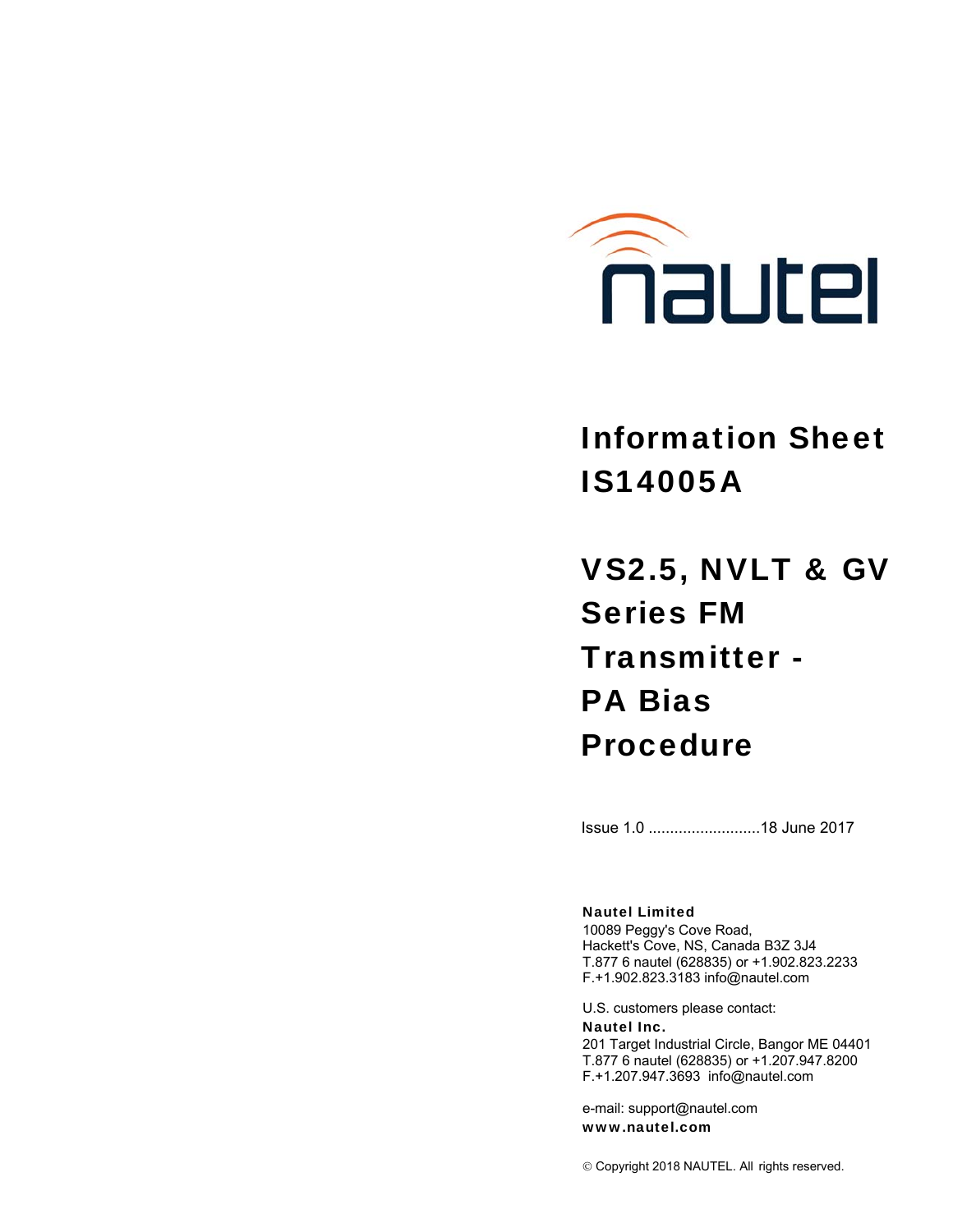# Information Sheet IS14005A

# VS2.5, NVLT & GV Series FM Transmitter - PA Bias Procedure

Issue 1.0 ..........................18 June 2017

**Nautel Limited**
10089 Peggy's Cove Road,
Hackett's Cove, NS, Canada B3Z 3J4
T.877 6 nautel (628835) or +1.902.823.2233
F.+1.902.823.3183 info@nautel.com

U.S. customers please contact:
**Nautel Inc.**
201 Target Industrial Circle, Bangor ME 04401
T.877 6 nautel (628835) or +1.207.947.8200
F.+1.207.947.3693 info@nautel.com

e-mail: support@nautel.com
**www.nautel.com**

© Copyright 2018 NAUTEL. All rights reserved.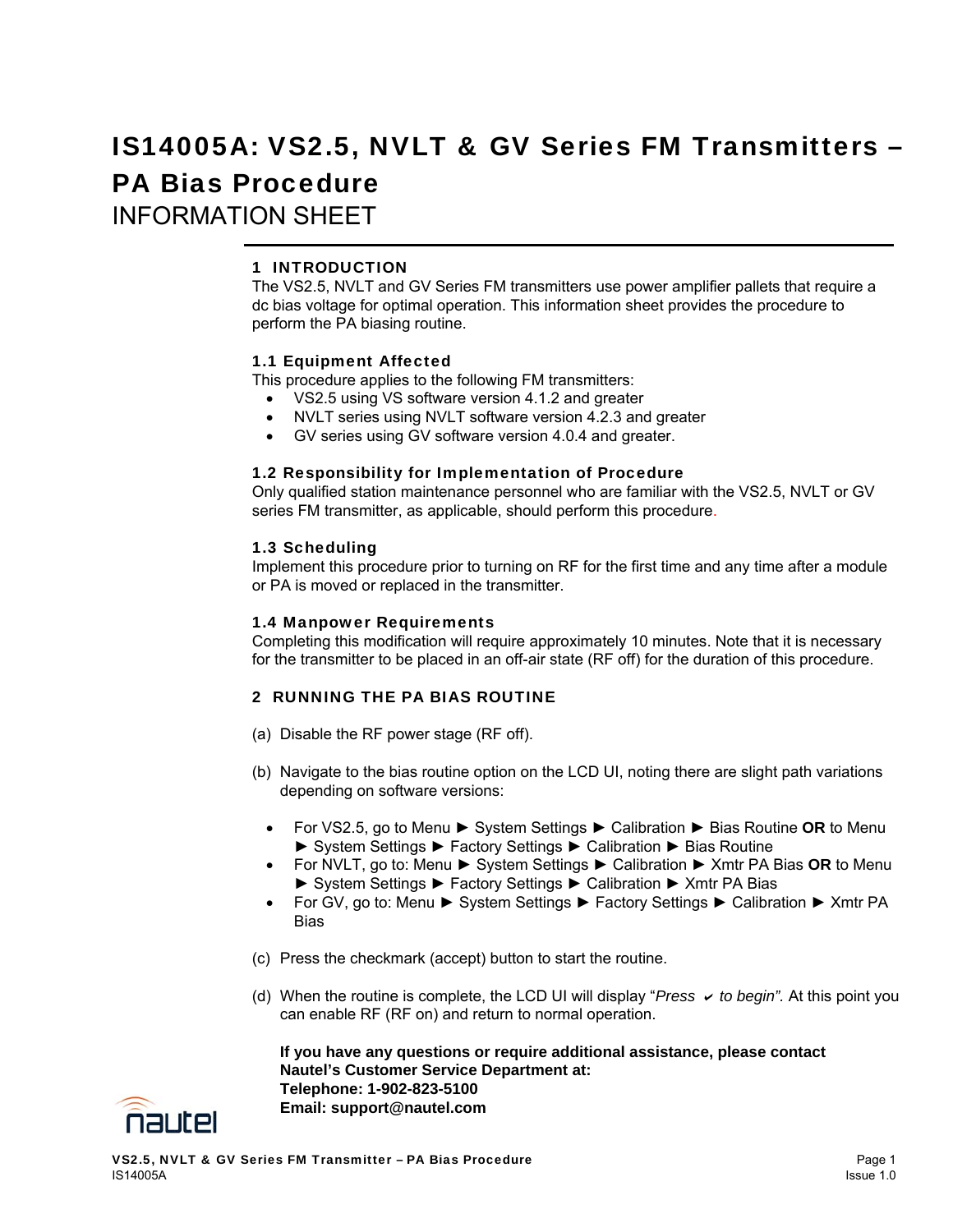# IS14005A: VS2.5, NVLT & GV Series FM Transmitters – PA Bias Procedure

INFORMATION SHEET

## 1 INTRODUCTION

The VS2.5, NVLT and GV Series FM transmitters use power amplifier pallets that require a dc bias voltage for optimal operation. This information sheet provides the procedure to perform the PA biasing routine.

### 1.1 Equipment Affected

This procedure applies to the following FM transmitters:

- VS2.5 using VS software version 4.1.2 and greater
- NVLT series using NVLT software version 4.2.3 and greater
- GV series using GV software version 4.0.4 and greater.

### 1.2 Responsibility for Implementation of Procedure

Only qualified station maintenance personnel who are familiar with the VS2.5, NVLT or GV series FM transmitter, as applicable, should perform this procedure.

### 1.3 Scheduling

Implement this procedure prior to turning on RF for the first time and any time after a module or PA is moved or replaced in the transmitter.

### 1.4 Manpower Requirements

Completing this modification will require approximately 10 minutes. Note that it is necessary for the transmitter to be placed in an off-air state (RF off) for the duration of this procedure.

## 2 RUNNING THE PA BIAS ROUTINE

(a) Disable the RF power stage (RF off).

(b) Navigate to the bias routine option on the LCD UI, noting there are slight path variations depending on software versions:

- For VS2.5, go to Menu ► System Settings ► Calibration ► Bias Routine **OR** to Menu ► System Settings ► Factory Settings ► Calibration ► Bias Routine
- For NVLT, go to: Menu ► System Settings ► Calibration ► Xmtr PA Bias **OR** to Menu ► System Settings ► Factory Settings ► Calibration ► Xmtr PA Bias
- For GV, go to: Menu ► System Settings ► Factory Settings ► Calibration ► Xmtr PA Bias

(c) Press the checkmark (accept) button to start the routine.

(d) When the routine is complete, the LCD UI will display "*Press ✔ to begin".* At this point you can enable RF (RF on) and return to normal operation.

**If you have any questions or require additional assistance, please contact Nautel's Customer Service Department at:**
**Telephone: 1-902-823-5100**
**Email: support@nautel.com**